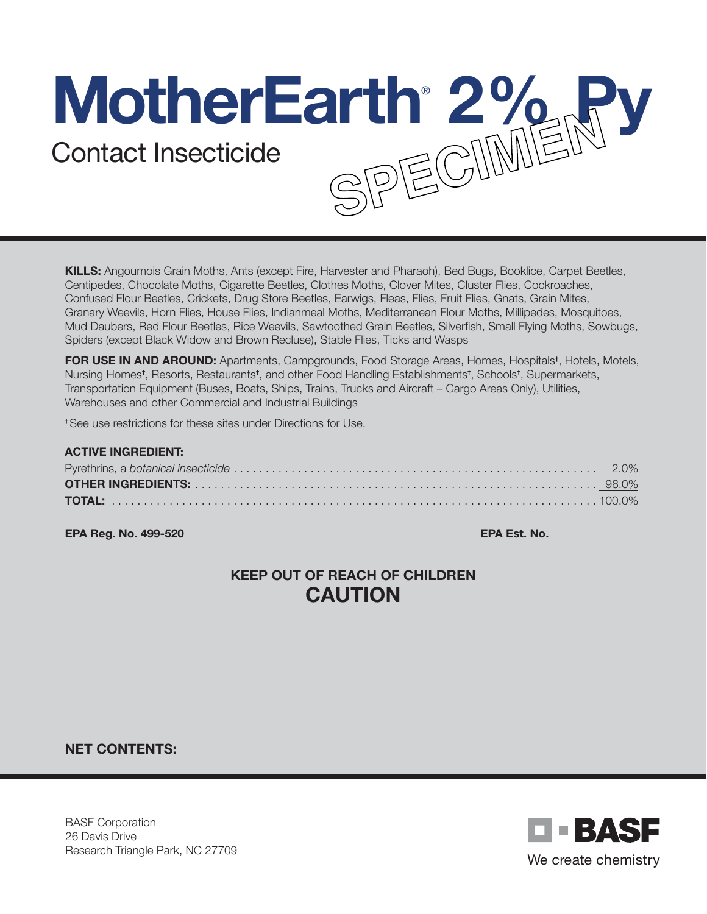# MotherEarth® 2% Py

Contact Insecticide

SPECIMEN

**KILLS:** Angoumois Grain Moths, Ants (except Fire, Harvester and Pharaoh), Bed Bugs, Booklice, Carpet Beetles, Centipedes, Chocolate Moths, Cigarette Beetles, Clothes Moths, Clover Mites, Cluster Flies, Cockroaches, Confused Flour Beetles, Crickets, Drug Store Beetles, Earwigs, Fleas, Flies, Fruit Flies, Gnats, Grain Mites, Granary Weevils, Horn Flies, House Flies, Indianmeal Moths, Mediterranean Flour Moths, Millipedes, Mosquitoes, Mud Daubers, Red Flour Beetles, Rice Weevils, Sawtoothed Grain Beetles, Silverfish, Small Flying Moths, Sowbugs, Spiders (except Black Widow and Brown Recluse), Stable Flies, Ticks and Wasps

**FOR USE IN AND AROUND:** Apartments, Campgrounds, Food Storage Areas, Homes, Hospitals†, Hotels, Motels, Nursing Homes†, Resorts, Restaurants†, and other Food Handling Establishments†, Schools†, Supermarkets, Transportation Equipment (Buses, Boats, Ships, Trains, Trucks and Aircraft – Cargo Areas Only), Utilities, Warehouses and other Commercial and Industrial Buildings

†See use restrictions for these sites under Directions for Use.

**ACTIVE INGREDIENT:**

| | |
|---|---|
| Pyrethrins, a *botanical insecticide* | 2.0% |
| **OTHER INGREDIENTS:** | 98.0% |
| **TOTAL:** | 100.0% |

**EPA Reg. No. 499-520** **EPA Est. No.**

**KEEP OUT OF REACH OF CHILDREN**

**CAUTION**

**NET CONTENTS:**

BASF Corporation
26 Davis Drive
Research Triangle Park, NC 27709

BASF
We create chemistry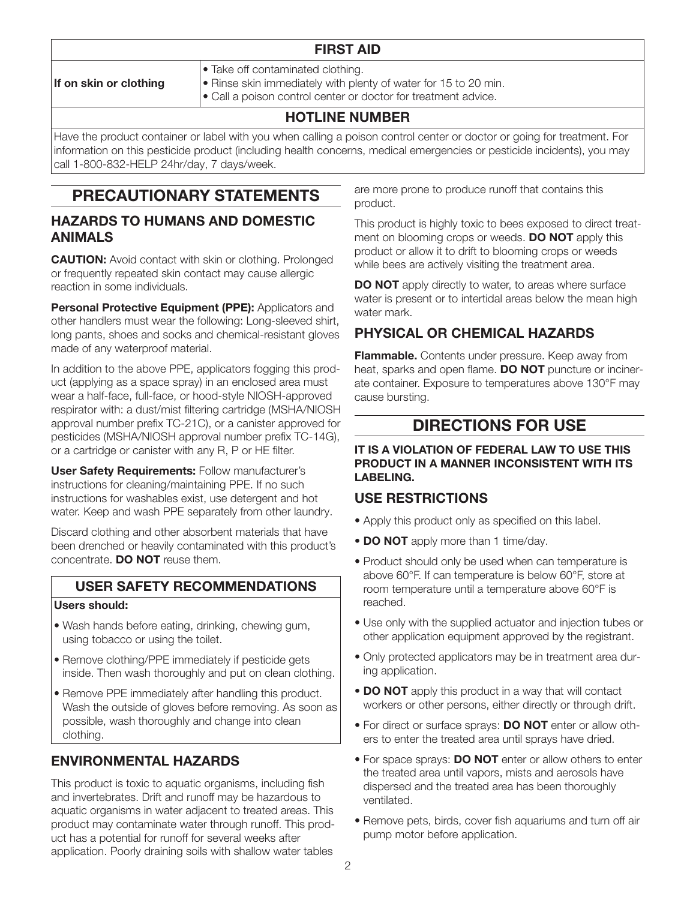| FIRST AID | |
|---|---|
| **If on skin or clothing** | • Take off contaminated clothing.<br>• Rinse skin immediately with plenty of water for 15 to 20 min.<br>• Call a poison control center or doctor for treatment advice. |
| **HOTLINE NUMBER** | |
| Have the product container or label with you when calling a poison control center or doctor or going for treatment. For information on this pesticide product (including health concerns, medical emergencies or pesticide incidents), you may call 1-800-832-HELP 24hr/day, 7 days/week. | |

# PRECAUTIONARY STATEMENTS

## HAZARDS TO HUMANS AND DOMESTIC ANIMALS

**CAUTION:** Avoid contact with skin or clothing. Prolonged or frequently repeated skin contact may cause allergic reaction in some individuals.

**Personal Protective Equipment (PPE):** Applicators and other handlers must wear the following: Long-sleeved shirt, long pants, shoes and socks and chemical-resistant gloves made of any waterproof material.

In addition to the above PPE, applicators fogging this product (applying as a space spray) in an enclosed area must wear a half-face, full-face, or hood-style NIOSH-approved respirator with: a dust/mist filtering cartridge (MSHA/NIOSH approval number prefix TC-21C), or a canister approved for pesticides (MSHA/NIOSH approval number prefix TC-14G), or a cartridge or canister with any R, P or HE filter.

**User Safety Requirements:** Follow manufacturer's instructions for cleaning/maintaining PPE. If no such instructions for washables exist, use detergent and hot water. Keep and wash PPE separately from other laundry.

Discard clothing and other absorbent materials that have been drenched or heavily contaminated with this product's concentrate. **DO NOT** reuse them.

### USER SAFETY RECOMMENDATIONS

**Users should:**

- Wash hands before eating, drinking, chewing gum, using tobacco or using the toilet.
- Remove clothing/PPE immediately if pesticide gets inside. Then wash thoroughly and put on clean clothing.
- Remove PPE immediately after handling this product. Wash the outside of gloves before removing. As soon as possible, wash thoroughly and change into clean clothing.

## ENVIRONMENTAL HAZARDS

This product is toxic to aquatic organisms, including fish and invertebrates. Drift and runoff may be hazardous to aquatic organisms in water adjacent to treated areas. This product may contaminate water through runoff. This product has a potential for runoff for several weeks after application. Poorly draining soils with shallow water tables are more prone to produce runoff that contains this product.

This product is highly toxic to bees exposed to direct treatment on blooming crops or weeds. **DO NOT** apply this product or allow it to drift to blooming crops or weeds while bees are actively visiting the treatment area.

**DO NOT** apply directly to water, to areas where surface water is present or to intertidal areas below the mean high water mark.

## PHYSICAL OR CHEMICAL HAZARDS

**Flammable.** Contents under pressure. Keep away from heat, sparks and open flame. **DO NOT** puncture or incinerate container. Exposure to temperatures above 130°F may cause bursting.

# DIRECTIONS FOR USE

**IT IS A VIOLATION OF FEDERAL LAW TO USE THIS PRODUCT IN A MANNER INCONSISTENT WITH ITS LABELING.**

## USE RESTRICTIONS

- Apply this product only as specified on this label.
- **DO NOT** apply more than 1 time/day.
- Product should only be used when can temperature is above 60°F. If can temperature is below 60°F, store at room temperature until a temperature above 60°F is reached.
- Use only with the supplied actuator and injection tubes or other application equipment approved by the registrant.
- Only protected applicators may be in treatment area during application.
- **DO NOT** apply this product in a way that will contact workers or other persons, either directly or through drift.
- For direct or surface sprays: **DO NOT** enter or allow others to enter the treated area until sprays have dried.
- For space sprays: **DO NOT** enter or allow others to enter the treated area until vapors, mists and aerosols have dispersed and the treated area has been thoroughly ventilated.
- Remove pets, birds, cover fish aquariums and turn off air pump motor before application.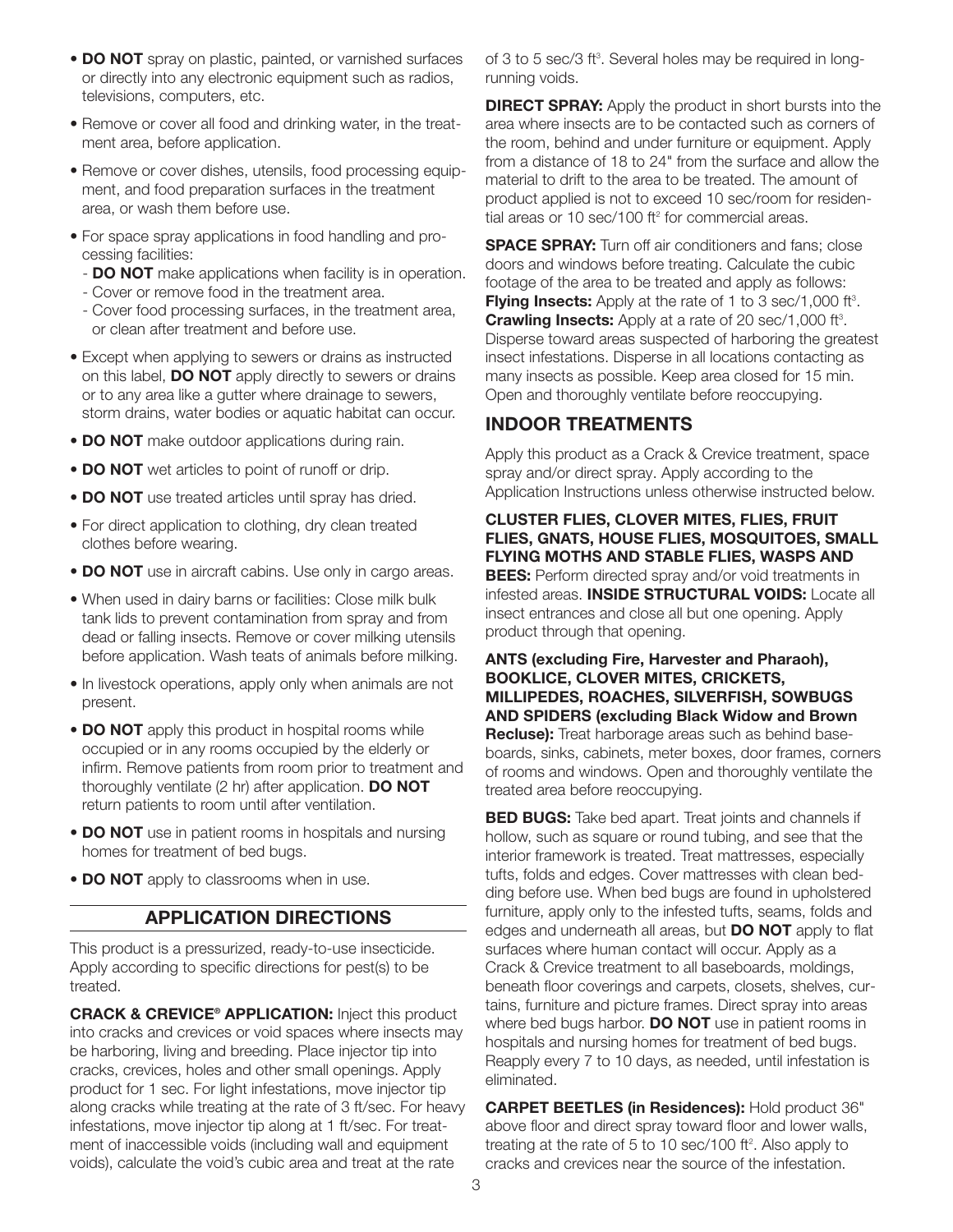- **DO NOT** spray on plastic, painted, or varnished surfaces or directly into any electronic equipment such as radios, televisions, computers, etc.
- Remove or cover all food and drinking water, in the treatment area, before application.
- Remove or cover dishes, utensils, food processing equipment, and food preparation surfaces in the treatment area, or wash them before use.
- For space spray applications in food handling and processing facilities:
  - **DO NOT** make applications when facility is in operation.
  - Cover or remove food in the treatment area.
  - Cover food processing surfaces, in the treatment area, or clean after treatment and before use.
- Except when applying to sewers or drains as instructed on this label, **DO NOT** apply directly to sewers or drains or to any area like a gutter where drainage to sewers, storm drains, water bodies or aquatic habitat can occur.
- **DO NOT** make outdoor applications during rain.
- **DO NOT** wet articles to point of runoff or drip.
- **DO NOT** use treated articles until spray has dried.
- For direct application to clothing, dry clean treated clothes before wearing.
- **DO NOT** use in aircraft cabins. Use only in cargo areas.
- When used in dairy barns or facilities: Close milk bulk tank lids to prevent contamination from spray and from dead or falling insects. Remove or cover milking utensils before application. Wash teats of animals before milking.
- In livestock operations, apply only when animals are not present.
- **DO NOT** apply this product in hospital rooms while occupied or in any rooms occupied by the elderly or infirm. Remove patients from room prior to treatment and thoroughly ventilate (2 hr) after application. **DO NOT** return patients to room until after ventilation.
- **DO NOT** use in patient rooms in hospitals and nursing homes for treatment of bed bugs.
- **DO NOT** apply to classrooms when in use.

## APPLICATION DIRECTIONS

This product is a pressurized, ready-to-use insecticide. Apply according to specific directions for pest(s) to be treated.

**CRACK & CREVICE® APPLICATION:** Inject this product into cracks and crevices or void spaces where insects may be harboring, living and breeding. Place injector tip into cracks, crevices, holes and other small openings. Apply product for 1 sec. For light infestations, move injector tip along cracks while treating at the rate of 3 ft/sec. For heavy infestations, move injector tip along at 1 ft/sec. For treatment of inaccessible voids (including wall and equipment voids), calculate the void's cubic area and treat at the rate of 3 to 5 sec/3 ft³. Several holes may be required in long-running voids.

**DIRECT SPRAY:** Apply the product in short bursts into the area where insects are to be contacted such as corners of the room, behind and under furniture or equipment. Apply from a distance of 18 to 24" from the surface and allow the material to drift to the area to be treated. The amount of product applied is not to exceed 10 sec/room for residential areas or 10 sec/100 ft² for commercial areas.

**SPACE SPRAY:** Turn off air conditioners and fans; close doors and windows before treating. Calculate the cubic footage of the area to be treated and apply as follows: **Flying Insects:** Apply at the rate of 1 to 3 sec/1,000 ft³. **Crawling Insects:** Apply at a rate of 20 sec/1,000 ft³. Disperse toward areas suspected of harboring the greatest insect infestations. Disperse in all locations contacting as many insects as possible. Keep area closed for 15 min. Open and thoroughly ventilate before reoccupying.

## INDOOR TREATMENTS

Apply this product as a Crack & Crevice treatment, space spray and/or direct spray. Apply according to the Application Instructions unless otherwise instructed below.

**CLUSTER FLIES, CLOVER MITES, FLIES, FRUIT FLIES, GNATS, HOUSE FLIES, MOSQUITOES, SMALL FLYING MOTHS AND STABLE FLIES, WASPS AND BEES:** Perform directed spray and/or void treatments in infested areas. **INSIDE STRUCTURAL VOIDS:** Locate all insect entrances and close all but one opening. Apply product through that opening.

**ANTS (excluding Fire, Harvester and Pharaoh), BOOKLICE, CLOVER MITES, CRICKETS, MILLIPEDES, ROACHES, SILVERFISH, SOWBUGS AND SPIDERS (excluding Black Widow and Brown Recluse):** Treat harborage areas such as behind baseboards, sinks, cabinets, meter boxes, door frames, corners of rooms and windows. Open and thoroughly ventilate the treated area before reoccupying.

**BED BUGS:** Take bed apart. Treat joints and channels if hollow, such as square or round tubing, and see that the interior framework is treated. Treat mattresses, especially tufts, folds and edges. Cover mattresses with clean bedding before use. When bed bugs are found in upholstered furniture, apply only to the infested tufts, seams, folds and edges and underneath all areas, but **DO NOT** apply to flat surfaces where human contact will occur. Apply as a Crack & Crevice treatment to all baseboards, moldings, beneath floor coverings and carpets, closets, shelves, curtains, furniture and picture frames. Direct spray into areas where bed bugs harbor. **DO NOT** use in patient rooms in hospitals and nursing homes for treatment of bed bugs. Reapply every 7 to 10 days, as needed, until infestation is eliminated.

**CARPET BEETLES (in Residences):** Hold product 36" above floor and direct spray toward floor and lower walls, treating at the rate of 5 to 10 sec/100 ft². Also apply to cracks and crevices near the source of the infestation.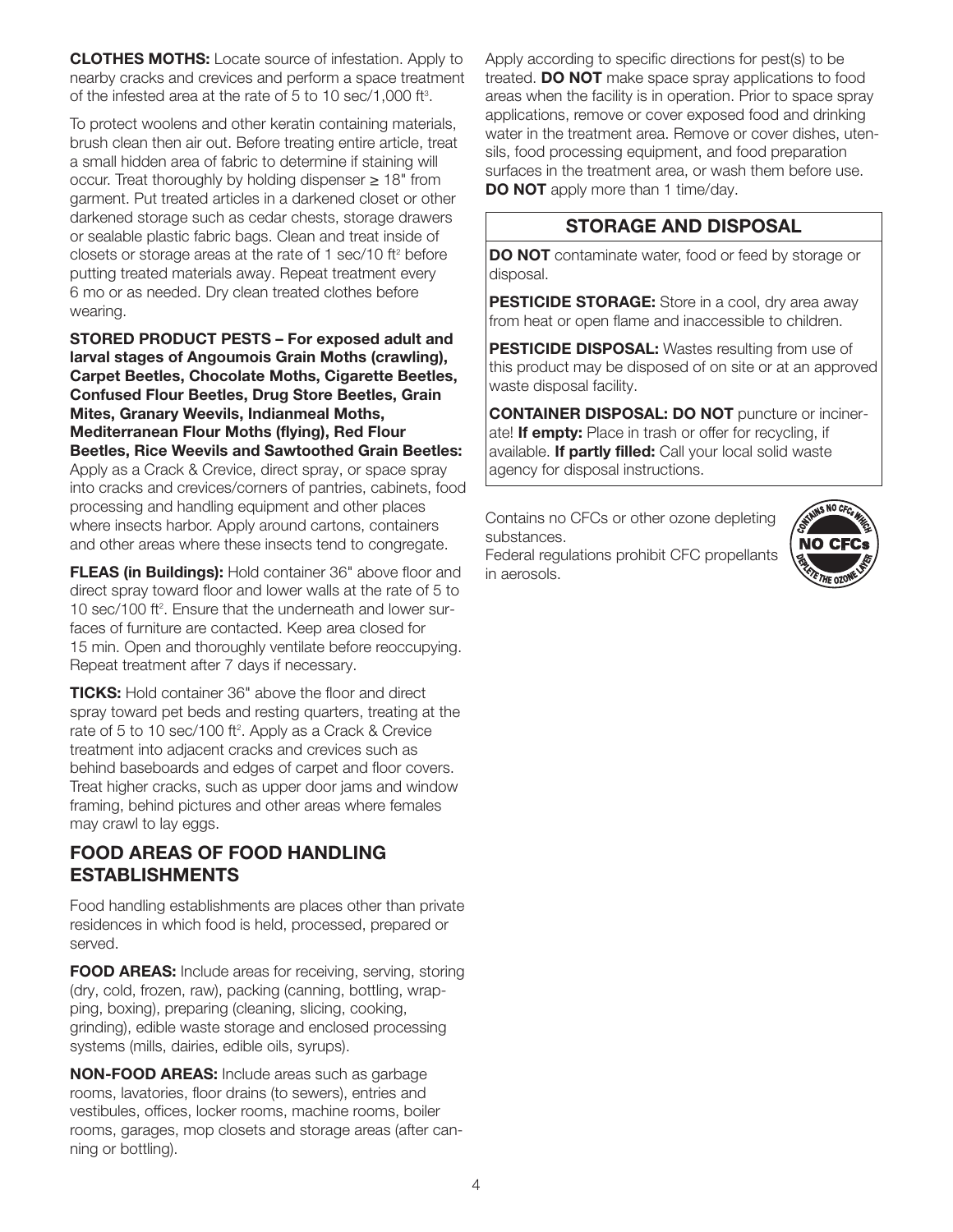**CLOTHES MOTHS:** Locate source of infestation. Apply to nearby cracks and crevices and perform a space treatment of the infested area at the rate of 5 to 10 sec/1,000 $ft^3$.

To protect woolens and other keratin containing materials, brush clean then air out. Before treating entire article, treat a small hidden area of fabric to determine if staining will occur. Treat thoroughly by holding dispenser ≥ 18" from garment. Put treated articles in a darkened closet or other darkened storage such as cedar chests, storage drawers or sealable plastic fabric bags. Clean and treat inside of closets or storage areas at the rate of 1 sec/10 $ft^2$ before putting treated materials away. Repeat treatment every 6 mo or as needed. Dry clean treated clothes before wearing.

**STORED PRODUCT PESTS – For exposed adult and larval stages of Angoumois Grain Moths (crawling), Carpet Beetles, Chocolate Moths, Cigarette Beetles, Confused Flour Beetles, Drug Store Beetles, Grain Mites, Granary Weevils, Indianmeal Moths, Mediterranean Flour Moths (flying), Red Flour Beetles, Rice Weevils and Sawtoothed Grain Beetles:** Apply as a Crack & Crevice, direct spray, or space spray into cracks and crevices/corners of pantries, cabinets, food processing and handling equipment and other places where insects harbor. Apply around cartons, containers and other areas where these insects tend to congregate.

**FLEAS (in Buildings):** Hold container 36" above floor and direct spray toward floor and lower walls at the rate of 5 to 10 sec/100 $ft^2$. Ensure that the underneath and lower surfaces of furniture are contacted. Keep area closed for 15 min. Open and thoroughly ventilate before reoccupying. Repeat treatment after 7 days if necessary.

**TICKS:** Hold container 36" above the floor and direct spray toward pet beds and resting quarters, treating at the rate of 5 to 10 sec/100 $ft^2$. Apply as a Crack & Crevice treatment into adjacent cracks and crevices such as behind baseboards and edges of carpet and floor covers. Treat higher cracks, such as upper door jams and window framing, behind pictures and other areas where females may crawl to lay eggs.

## FOOD AREAS OF FOOD HANDLING ESTABLISHMENTS

Food handling establishments are places other than private residences in which food is held, processed, prepared or served.

**FOOD AREAS:** Include areas for receiving, serving, storing (dry, cold, frozen, raw), packing (canning, bottling, wrapping, boxing), preparing (cleaning, slicing, cooking, grinding), edible waste storage and enclosed processing systems (mills, dairies, edible oils, syrups).

**NON-FOOD AREAS:** Include areas such as garbage rooms, lavatories, floor drains (to sewers), entries and vestibules, offices, locker rooms, machine rooms, boiler rooms, garages, mop closets and storage areas (after canning or bottling).

Apply according to specific directions for pest(s) to be treated. **DO NOT** make space spray applications to food areas when the facility is in operation. Prior to space spray applications, remove or cover exposed food and drinking water in the treatment area. Remove or cover dishes, utensils, food processing equipment, and food preparation surfaces in the treatment area, or wash them before use. **DO NOT** apply more than 1 time/day.

## STORAGE AND DISPOSAL

**DO NOT** contaminate water, food or feed by storage or disposal.

**PESTICIDE STORAGE:** Store in a cool, dry area away from heat or open flame and inaccessible to children.

**PESTICIDE DISPOSAL:** Wastes resulting from use of this product may be disposed of on site or at an approved waste disposal facility.

**CONTAINER DISPOSAL: DO NOT** puncture or incinerate! **If empty:** Place in trash or offer for recycling, if available. **If partly filled:** Call your local solid waste agency for disposal instructions.

Contains no CFCs or other ozone depleting substances.
Federal regulations prohibit CFC propellants in aerosols.

CONTAINS NO CFCs WHICH DEPLETE THE OZONE LAYER
NO CFCs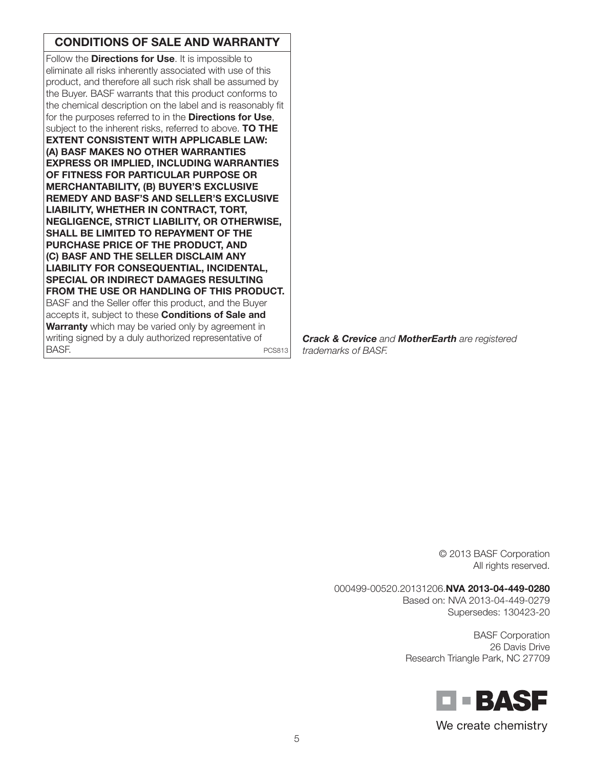## CONDITIONS OF SALE AND WARRANTY

Follow the **Directions for Use**. It is impossible to eliminate all risks inherently associated with use of this product, and therefore all such risk shall be assumed by the Buyer. BASF warrants that this product conforms to the chemical description on the label and is reasonably fit for the purposes referred to in the **Directions for Use**, subject to the inherent risks, referred to above. **TO THE EXTENT CONSISTENT WITH APPLICABLE LAW: (A) BASF MAKES NO OTHER WARRANTIES EXPRESS OR IMPLIED, INCLUDING WARRANTIES OF FITNESS FOR PARTICULAR PURPOSE OR MERCHANTABILITY, (B) BUYER'S EXCLUSIVE REMEDY AND BASF'S AND SELLER'S EXCLUSIVE LIABILITY, WHETHER IN CONTRACT, TORT, NEGLIGENCE, STRICT LIABILITY, OR OTHERWISE, SHALL BE LIMITED TO REPAYMENT OF THE PURCHASE PRICE OF THE PRODUCT, AND (C) BASF AND THE SELLER DISCLAIM ANY LIABILITY FOR CONSEQUENTIAL, INCIDENTAL, SPECIAL OR INDIRECT DAMAGES RESULTING FROM THE USE OR HANDLING OF THIS PRODUCT.** BASF and the Seller offer this product, and the Buyer accepts it, subject to these **Conditions of Sale and Warranty** which may be varied only by agreement in writing signed by a duly authorized representative of BASF. PCS813

***Crack & Crevice*** *and* ***MotherEarth*** *are registered trademarks of BASF.*

© 2013 BASF Corporation
All rights reserved.

000499-00520.20131206.**NVA 2013-04-449-0280**
Based on: NVA 2013-04-449-0279
Supersedes: 130423-20

BASF Corporation
26 Davis Drive
Research Triangle Park, NC 27709

BASF

We create chemistry